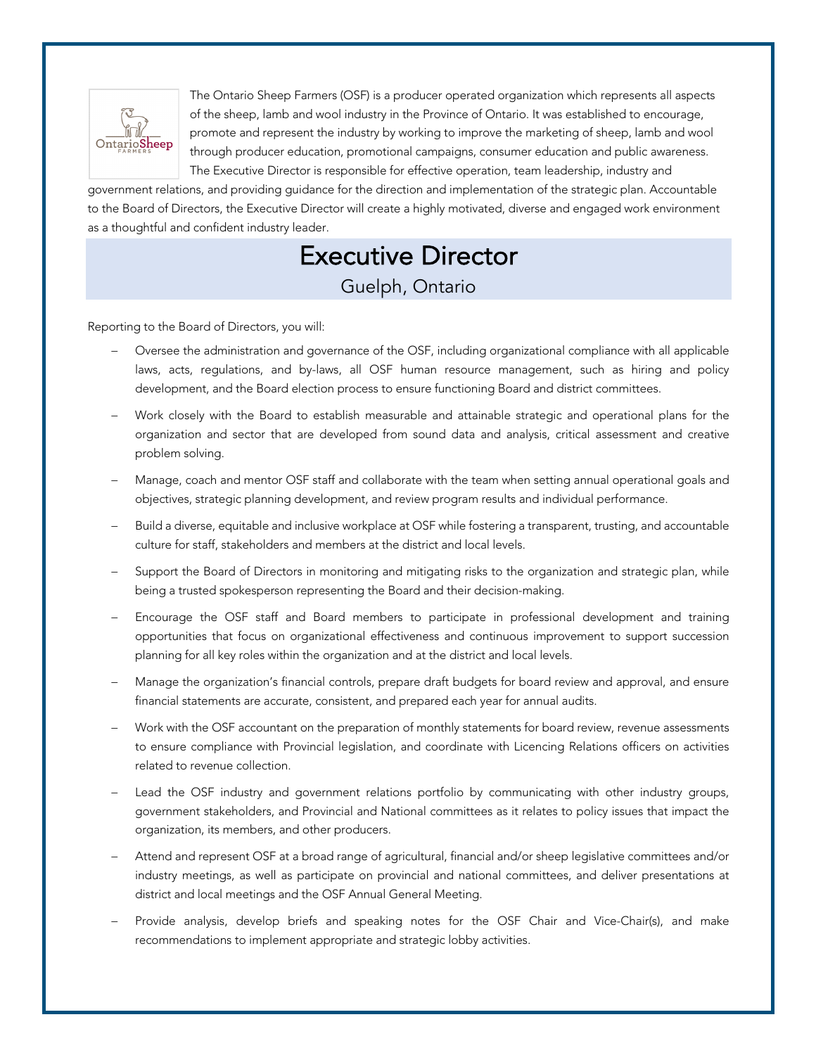The Ontario Sheep Farmers (OSF) is a producer operated organization which represents all aspects of the sheep, lamb and wool industry in the Province of Ontario. It was established to encourage, promote and represent the industry by working to improve the marketing of sheep, lamb and wool through producer education, promotional campaigns, consumer education and public awareness. The Executive Director is responsible for effective operation, team leadership, industry and government relations, and providing guidance for the direction and implementation of the strategic plan. Accountable to the Board of Directors, the Executive Director will create a highly motivated, diverse and engaged work environment as a thoughtful and confident industry leader.

# Executive Director

## Guelph, Ontario

Reporting to the Board of Directors, you will:

- Oversee the administration and governance of the OSF, including organizational compliance with all applicable laws, acts, regulations, and by-laws, all OSF human resource management, such as hiring and policy development, and the Board election process to ensure functioning Board and district committees.
- Work closely with the Board to establish measurable and attainable strategic and operational plans for the organization and sector that are developed from sound data and analysis, critical assessment and creative problem solving.
- Manage, coach and mentor OSF staff and collaborate with the team when setting annual operational goals and objectives, strategic planning development, and review program results and individual performance.
- Build a diverse, equitable and inclusive workplace at OSF while fostering a transparent, trusting, and accountable culture for staff, stakeholders and members at the district and local levels.
- Support the Board of Directors in monitoring and mitigating risks to the organization and strategic plan, while being a trusted spokesperson representing the Board and their decision-making.
- Encourage the OSF staff and Board members to participate in professional development and training opportunities that focus on organizational effectiveness and continuous improvement to support succession planning for all key roles within the organization and at the district and local levels.
- Manage the organization's financial controls, prepare draft budgets for board review and approval, and ensure financial statements are accurate, consistent, and prepared each year for annual audits.
- Work with the OSF accountant on the preparation of monthly statements for board review, revenue assessments to ensure compliance with Provincial legislation, and coordinate with Licencing Relations officers on activities related to revenue collection.
- Lead the OSF industry and government relations portfolio by communicating with other industry groups, government stakeholders, and Provincial and National committees as it relates to policy issues that impact the organization, its members, and other producers.
- Attend and represent OSF at a broad range of agricultural, financial and/or sheep legislative committees and/or industry meetings, as well as participate on provincial and national committees, and deliver presentations at district and local meetings and the OSF Annual General Meeting.
- Provide analysis, develop briefs and speaking notes for the OSF Chair and Vice-Chair(s), and make recommendations to implement appropriate and strategic lobby activities.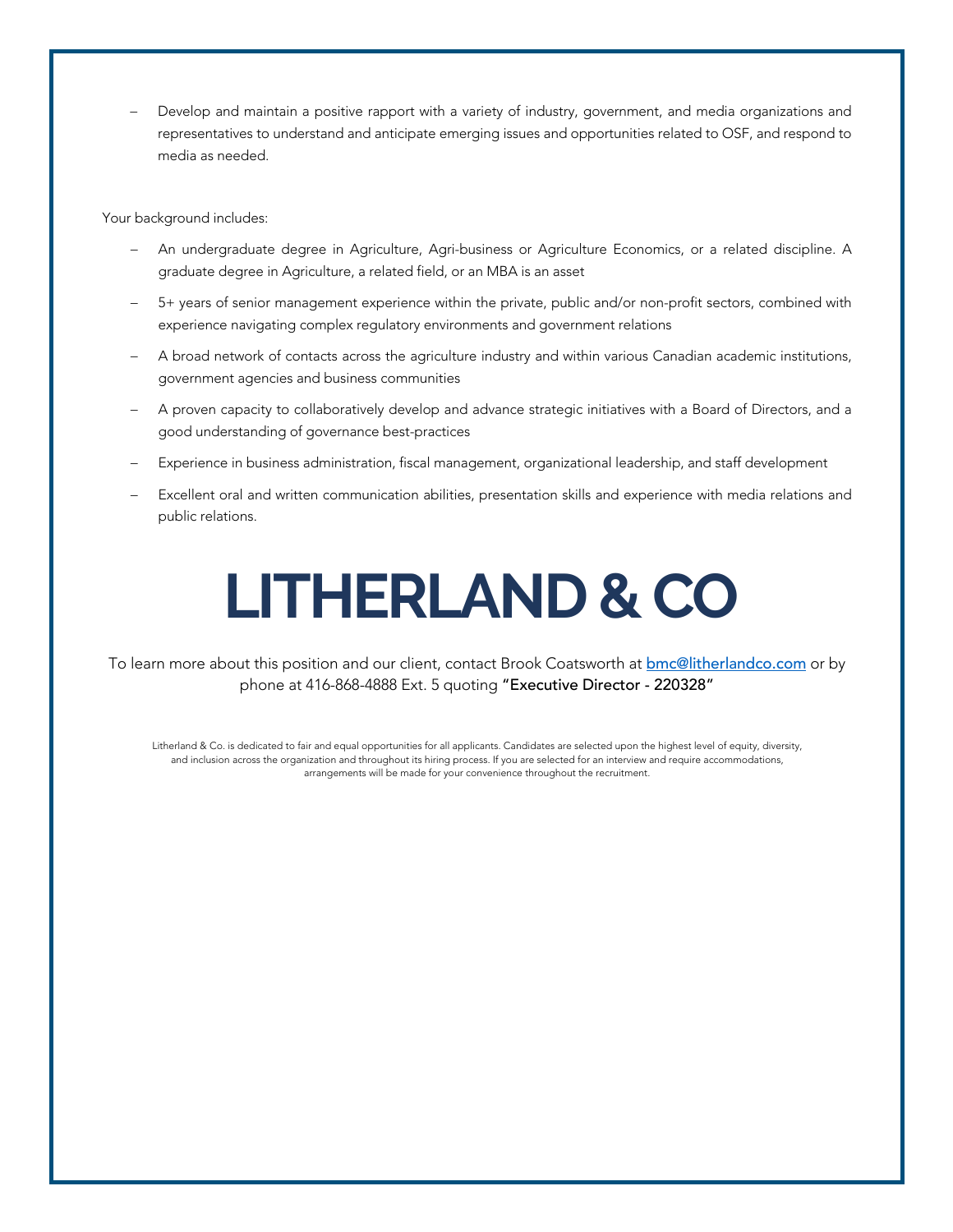- Develop and maintain a positive rapport with a variety of industry, government, and media organizations and representatives to understand and anticipate emerging issues and opportunities related to OSF, and respond to media as needed.

Your background includes:

- An undergraduate degree in Agriculture, Agri-business or Agriculture Economics, or a related discipline. A graduate degree in Agriculture, a related field, or an MBA is an asset
- 5+ years of senior management experience within the private, public and/or non-profit sectors, combined with experience navigating complex regulatory environments and government relations
- A broad network of contacts across the agriculture industry and within various Canadian academic institutions, government agencies and business communities
- A proven capacity to collaboratively develop and advance strategic initiatives with a Board of Directors, and a good understanding of governance best-practices
- Experience in business administration, fiscal management, organizational leadership, and staff development
- Excellent oral and written communication abilities, presentation skills and experience with media relations and public relations.

# LITHERLAND & CO

To learn more about this position and our client, contact Brook Coatsworth at [bmc@litherlandco.com](mailto:bmc@litherlandco.com) or by phone at 416-868-4888 Ext. 5 quoting **"Executive Director - 220328"**

Litherland & Co. is dedicated to fair and equal opportunities for all applicants. Candidates are selected upon the highest level of equity, diversity, and inclusion across the organization and throughout its hiring process. If you are selected for an interview and require accommodations, arrangements will be made for your convenience throughout the recruitment.